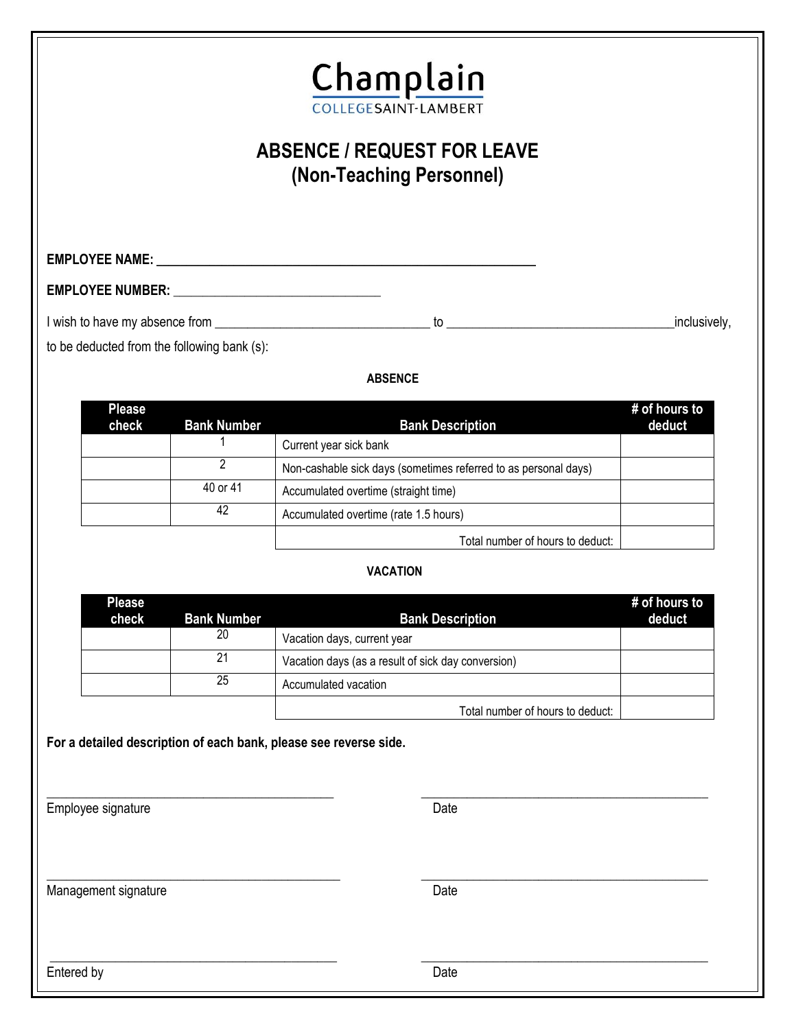Champlain
COLLEGE SAINT-LAMBERT

# ABSENCE / REQUEST FOR LEAVE
## (Non-Teaching Personnel)

**EMPLOYEE NAME:** ______________________________________________

**EMPLOYEE NUMBER:** ______________________________

I wish to have my absence from ______________________________ to ______________________________ inclusively,

to be deducted from the following bank (s):

**ABSENCE**

| Please check | Bank Number | Bank Description | # of hours to deduct |
|---|---|---|---|
| | 1 | Current year sick bank | |
| | 2 | Non-cashable sick days (sometimes referred to as personal days) | |
| | 40 or 41 | Accumulated overtime (straight time) | |
| | 42 | Accumulated overtime (rate 1.5 hours) | |
| | | Total number of hours to deduct: | |

**VACATION**

| Please check | Bank Number | Bank Description | # of hours to deduct |
|---|---|---|---|
| | 20 | Vacation days, current year | |
| | 21 | Vacation days (as a result of sick day conversion) | |
| | 25 | Accumulated vacation | |
| | | Total number of hours to deduct: | |

**For a detailed description of each bank, please see reverse side.**

______________________________ ______________________________
Employee signature Date

______________________________ ______________________________
Management signature Date

______________________________ ______________________________
Entered by Date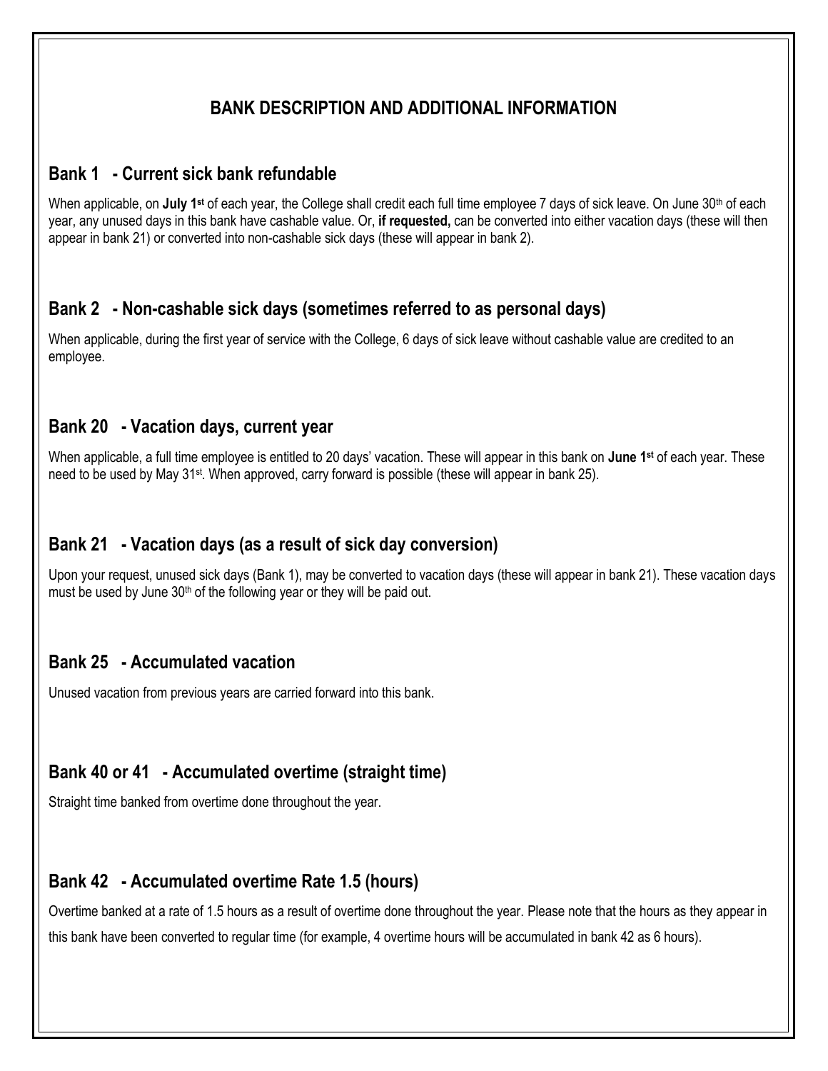# BANK DESCRIPTION AND ADDITIONAL INFORMATION

## Bank 1 - Current sick bank refundable

When applicable, on **July 1st** of each year, the College shall credit each full time employee 7 days of sick leave. On June 30th of each year, any unused days in this bank have cashable value. Or, **if requested,** can be converted into either vacation days (these will then appear in bank 21) or converted into non-cashable sick days (these will appear in bank 2).

## Bank 2 - Non-cashable sick days (sometimes referred to as personal days)

When applicable, during the first year of service with the College, 6 days of sick leave without cashable value are credited to an employee.

## Bank 20 - Vacation days, current year

When applicable, a full time employee is entitled to 20 days' vacation. These will appear in this bank on **June 1st** of each year. These need to be used by May 31st. When approved, carry forward is possible (these will appear in bank 25).

## Bank 21 - Vacation days (as a result of sick day conversion)

Upon your request, unused sick days (Bank 1), may be converted to vacation days (these will appear in bank 21). These vacation days must be used by June 30th of the following year or they will be paid out.

## Bank 25 - Accumulated vacation

Unused vacation from previous years are carried forward into this bank.

## Bank 40 or 41 - Accumulated overtime (straight time)

Straight time banked from overtime done throughout the year.

## Bank 42 - Accumulated overtime Rate 1.5 (hours)

Overtime banked at a rate of 1.5 hours as a result of overtime done throughout the year. Please note that the hours as they appear in this bank have been converted to regular time (for example, 4 overtime hours will be accumulated in bank 42 as 6 hours).